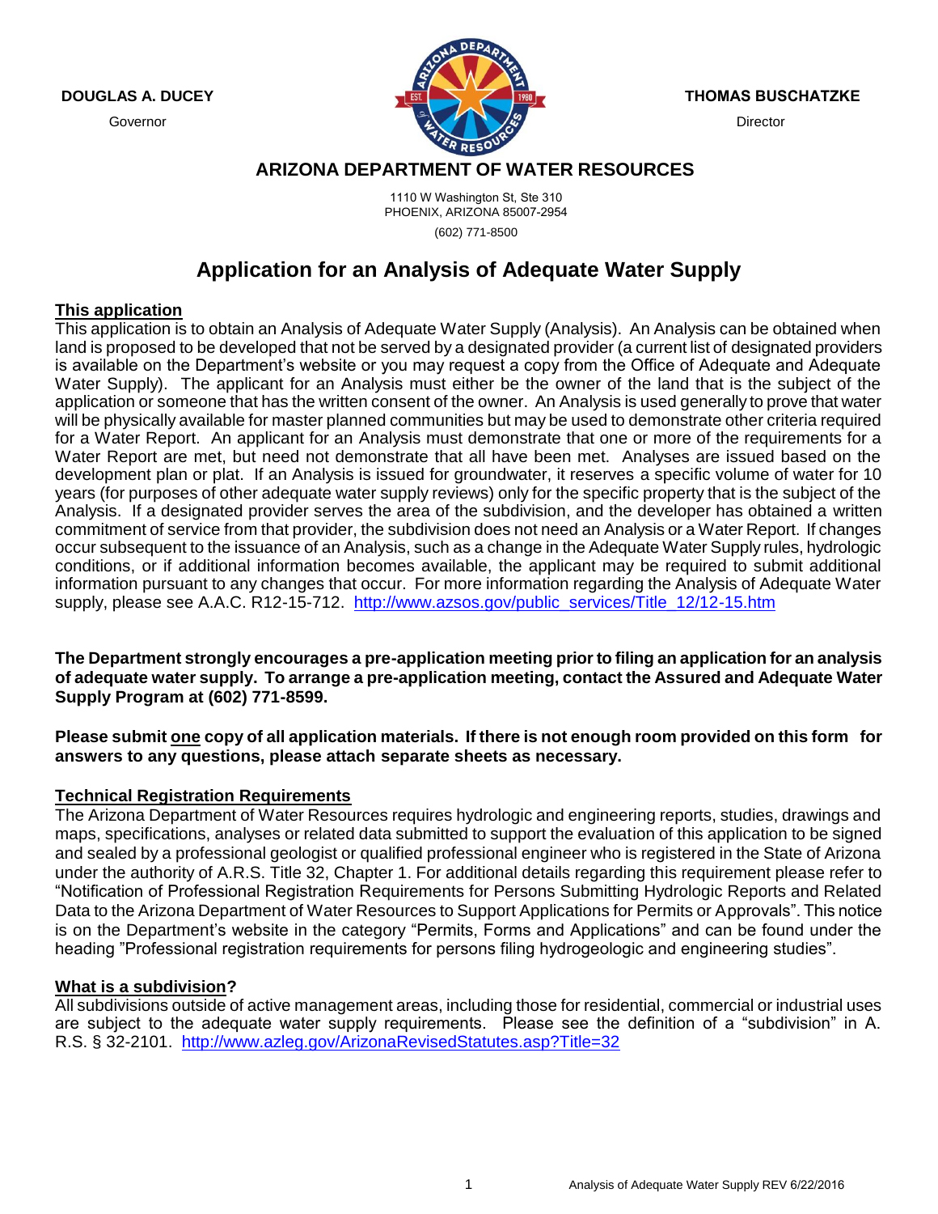**DOUGLAS A. DUCEY**
Governor

**THOMAS BUSCHATZKE**
Director

## ARIZONA DEPARTMENT OF WATER RESOURCES

1110 W Washington St, Ste 310
PHOENIX, ARIZONA 85007-2954
(602) 771-8500

# Application for an Analysis of Adequate Water Supply

## This application

This application is to obtain an Analysis of Adequate Water Supply (Analysis). An Analysis can be obtained when land is proposed to be developed that not be served by a designated provider (a current list of designated providers is available on the Department's website or you may request a copy from the Office of Adequate and Adequate Water Supply). The applicant for an Analysis must either be the owner of the land that is the subject of the application or someone that has the written consent of the owner. An Analysis is used generally to prove that water will be physically available for master planned communities but may be used to demonstrate other criteria required for a Water Report. An applicant for an Analysis must demonstrate that one or more of the requirements for a Water Report are met, but need not demonstrate that all have been met. Analyses are issued based on the development plan or plat. If an Analysis is issued for groundwater, it reserves a specific volume of water for 10 years (for purposes of other adequate water supply reviews) only for the specific property that is the subject of the Analysis. If a designated provider serves the area of the subdivision, and the developer has obtained a written commitment of service from that provider, the subdivision does not need an Analysis or a Water Report. If changes occur subsequent to the issuance of an Analysis, such as a change in the Adequate Water Supply rules, hydrologic conditions, or if additional information becomes available, the applicant may be required to submit additional information pursuant to any changes that occur. For more information regarding the Analysis of Adequate Water supply, please see A.A.C. R12-15-712. http://www.azsos.gov/public_services/Title_12/12-15.htm

**The Department strongly encourages a pre-application meeting prior to filing an application for an analysis of adequate water supply. To arrange a pre-application meeting, contact the Assured and Adequate Water Supply Program at (602) 771-8599.**

**Please submit one copy of all application materials. If there is not enough room provided on this form for answers to any questions, please attach separate sheets as necessary.**

## Technical Registration Requirements

The Arizona Department of Water Resources requires hydrologic and engineering reports, studies, drawings and maps, specifications, analyses or related data submitted to support the evaluation of this application to be signed and sealed by a professional geologist or qualified professional engineer who is registered in the State of Arizona under the authority of A.R.S. Title 32, Chapter 1. For additional details regarding this requirement please refer to "Notification of Professional Registration Requirements for Persons Submitting Hydrologic Reports and Related Data to the Arizona Department of Water Resources to Support Applications for Permits or Approvals". This notice is on the Department's website in the category "Permits, Forms and Applications" and can be found under the heading "Professional registration requirements for persons filing hydrogeologic and engineering studies".

## What is a subdivision?

All subdivisions outside of active management areas, including those for residential, commercial or industrial uses are subject to the adequate water supply requirements. Please see the definition of a "subdivision" in A. R.S. § 32-2101. http://www.azleg.gov/ArizonaRevisedStatutes.asp?Title=32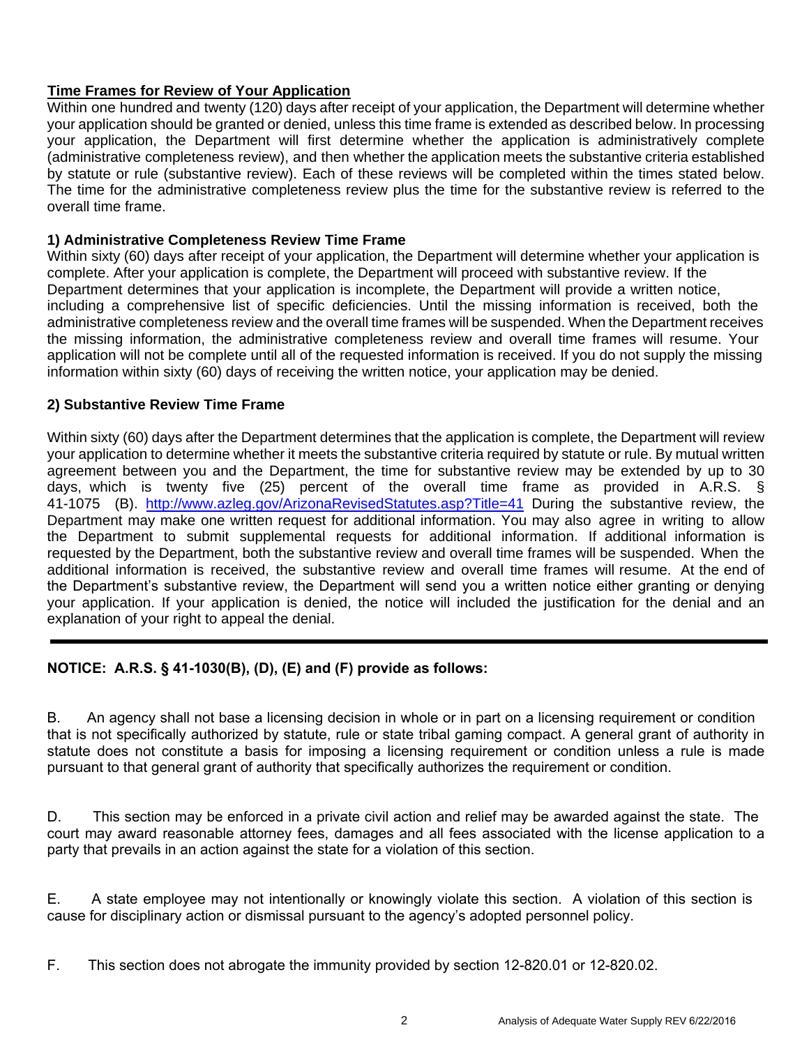## Time Frames for Review of Your Application

Within one hundred and twenty (120) days after receipt of your application, the Department will determine whether your application should be granted or denied, unless this time frame is extended as described below. In processing your application, the Department will first determine whether the application is administratively complete (administrative completeness review), and then whether the application meets the substantive criteria established by statute or rule (substantive review). Each of these reviews will be completed within the times stated below. The time for the administrative completeness review plus the time for the substantive review is referred to the overall time frame.

### 1) Administrative Completeness Review Time Frame

Within sixty (60) days after receipt of your application, the Department will determine whether your application is complete. After your application is complete, the Department will proceed with substantive review. If the Department determines that your application is incomplete, the Department will provide a written notice, including a comprehensive list of specific deficiencies. Until the missing information is received, both the administrative completeness review and the overall time frames will be suspended. When the Department receives the missing information, the administrative completeness review and overall time frames will resume. Your application will not be complete until all of the requested information is received. If you do not supply the missing information within sixty (60) days of receiving the written notice, your application may be denied.

### 2) Substantive Review Time Frame

Within sixty (60) days after the Department determines that the application is complete, the Department will review your application to determine whether it meets the substantive criteria required by statute or rule. By mutual written agreement between you and the Department, the time for substantive review may be extended by up to 30 days, which is twenty five (25) percent of the overall time frame as provided in A.R.S. § 41-1075 (B). http://www.azleg.gov/ArizonaRevisedStatutes.asp?Title=41 During the substantive review, the Department may make one written request for additional information. You may also agree in writing to allow the Department to submit supplemental requests for additional information. If additional information is requested by the Department, both the substantive review and overall time frames will be suspended. When the additional information is received, the substantive review and overall time frames will resume. At the end of the Department's substantive review, the Department will send you a written notice either granting or denying your application. If your application is denied, the notice will included the justification for the denial and an explanation of your right to appeal the denial.

---

**NOTICE: A.R.S. § 41-1030(B), (D), (E) and (F) provide as follows:**

B. An agency shall not base a licensing decision in whole or in part on a licensing requirement or condition that is not specifically authorized by statute, rule or state tribal gaming compact. A general grant of authority in statute does not constitute a basis for imposing a licensing requirement or condition unless a rule is made pursuant to that general grant of authority that specifically authorizes the requirement or condition.

D. This section may be enforced in a private civil action and relief may be awarded against the state. The court may award reasonable attorney fees, damages and all fees associated with the license application to a party that prevails in an action against the state for a violation of this section.

E. A state employee may not intentionally or knowingly violate this section. A violation of this section is cause for disciplinary action or dismissal pursuant to the agency's adopted personnel policy.

F. This section does not abrogate the immunity provided by section 12-820.01 or 12-820.02.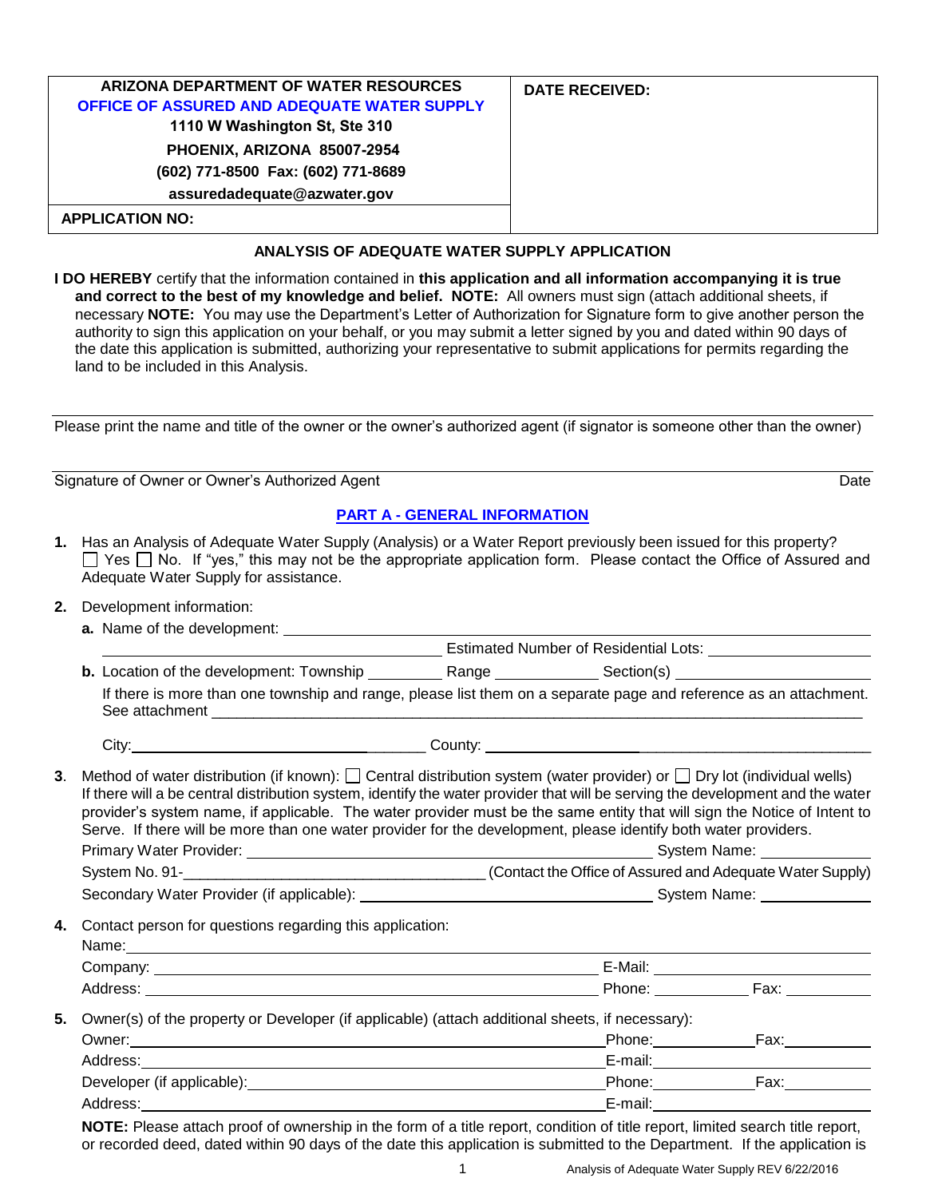| ARIZONA DEPARTMENT OF WATER RESOURCES<br>OFFICE OF ASSURED AND ADEQUATE WATER SUPPLY<br>1110 W Washington St, Ste 310<br>PHOENIX, ARIZONA 85007-2954<br>(602) 771-8500 Fax: (602) 771-8689<br>assuredadequate@azwater.gov | DATE RECEIVED: |
|---|---|
| APPLICATION NO: | |

**ANALYSIS OF ADEQUATE WATER SUPPLY APPLICATION**

**I DO HEREBY** certify that the information contained in **this application and all information accompanying it is true and correct to the best of my knowledge and belief. NOTE:** All owners must sign (attach additional sheets, if necessary **NOTE:** You may use the Department's Letter of Authorization for Signature form to give another person the authority to sign this application on your behalf, or you may submit a letter signed by you and dated within 90 days of the date this application is submitted, authorizing your representative to submit applications for permits regarding the land to be included in this Analysis.

_______________________________________________

Please print the name and title of the owner or the owner's authorized agent (if signator is someone other than the owner)

_______________________________________________

Signature of Owner or Owner's Authorized Agent                Date

## PART A - GENERAL INFORMATION

**1.** Has an Analysis of Adequate Water Supply (Analysis) or a Water Report previously been issued for this property?
☐ Yes ☐ No. If "yes," this may not be the appropriate application form. Please contact the Office of Assured and Adequate Water Supply for assistance.

**2.** Development information:

**a.** Name of the development: ______________________________
______________________________ Estimated Number of Residential Lots: ______________

**b.** Location of the development: Township _________ Range ____________ Section(s) ______________________

If there is more than one township and range, please list them on a separate page and reference as an attachment. See attachment ______________________________

City: ______________________________ County: ______________________________

**3.** Method of water distribution (if known): ☐ Central distribution system (water provider) or ☐ Dry lot (individual wells)
If there will a be central distribution system, identify the water provider that will be serving the development and the water provider's system name, if applicable. The water provider must be the same entity that will sign the Notice of Intent to Serve. If there will be more than one water provider for the development, please identify both water providers.

Primary Water Provider: ______________________________ System Name: ______________

System No. 91-______________________________ (Contact the Office of Assured and Adequate Water Supply)

Secondary Water Provider (if applicable): ______________________________ System Name: ______________

**4.** Contact person for questions regarding this application:

Name: ______________________________

Company: ______________________________ E-Mail: ______________________________

Address: ______________________________ Phone: ______________ Fax: ______________

**5.** Owner(s) of the property or Developer (if applicable) (attach additional sheets, if necessary):

Owner: ______________________________ Phone: ______________ Fax: ______________

Address: ______________________________ E-mail: ______________________________

Developer (if applicable): ______________________________ Phone: ______________ Fax: ______________

Address: ______________________________ E-mail: ______________________________

**NOTE:** Please attach proof of ownership in the form of a title report, condition of title report, limited search title report, or recorded deed, dated within 90 days of the date this application is submitted to the Department. If the application is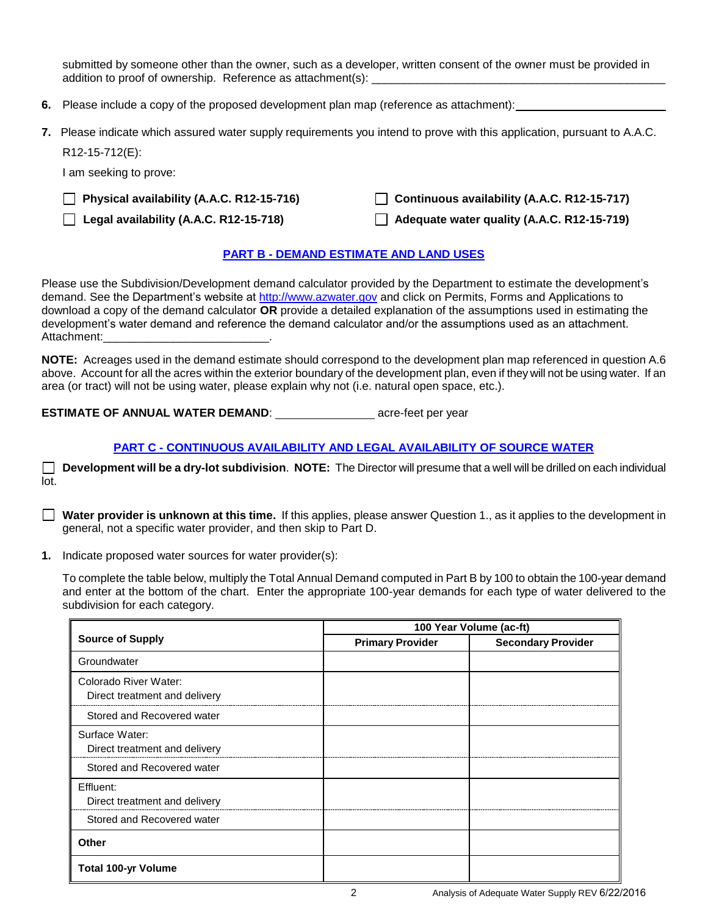submitted by someone other than the owner, such as a developer, written consent of the owner must be provided in addition to proof of ownership. Reference as attachment(s): ______________________________________________

**6.** Please include a copy of the proposed development plan map (reference as attachment): ______________________

**7.** Please indicate which assured water supply requirements you intend to prove with this application, pursuant to A.A.C. R12-15-712(E):

I am seeking to prove:

- ☐ **Physical availability (A.A.C. R12-15-716)**
- ☐ **Continuous availability (A.A.C. R12-15-717)**
- ☐ **Legal availability (A.A.C. R12-15-718)**
- ☐ **Adequate water quality (A.A.C. R12-15-719)**

## PART B - DEMAND ESTIMATE AND LAND USES

Please use the Subdivision/Development demand calculator provided by the Department to estimate the development's demand. See the Department's website at http://www.azwater.gov and click on Permits, Forms and Applications to download a copy of the demand calculator **OR** provide a detailed explanation of the assumptions used in estimating the development's water demand and reference the demand calculator and/or the assumptions used as an attachment. Attachment:__________________________.

**NOTE:** Acreages used in the demand estimate should correspond to the development plan map referenced in question A.6 above. Account for all the acres within the exterior boundary of the development plan, even if they will not be using water. If an area (or tract) will not be using water, please explain why not (i.e. natural open space, etc.).

**ESTIMATE OF ANNUAL WATER DEMAND**: _______________ acre-feet per year

## PART C - CONTINUOUS AVAILABILITY AND LEGAL AVAILABILITY OF SOURCE WATER

☐ **Development will be a dry-lot subdivision**. **NOTE:** The Director will presume that a well will be drilled on each individual lot.

☐ **Water provider is unknown at this time.** If this applies, please answer Question 1., as it applies to the development in general, not a specific water provider, and then skip to Part D.

**1.** Indicate proposed water sources for water provider(s):

To complete the table below, multiply the Total Annual Demand computed in Part B by 100 to obtain the 100-year demand and enter at the bottom of the chart. Enter the appropriate 100-year demands for each type of water delivered to the subdivision for each category.

| Source of Supply | 100 Year Volume (ac-ft) | |
|---|---|---|
| | **Primary Provider** | **Secondary Provider** |
| Groundwater | | |
| Colorado River Water: Direct treatment and delivery | | |
| Stored and Recovered water | | |
| Surface Water: Direct treatment and delivery | | |
| Stored and Recovered water | | |
| Effluent: Direct treatment and delivery | | |
| Stored and Recovered water | | |
| **Other** | | |
| **Total 100-yr Volume** | | |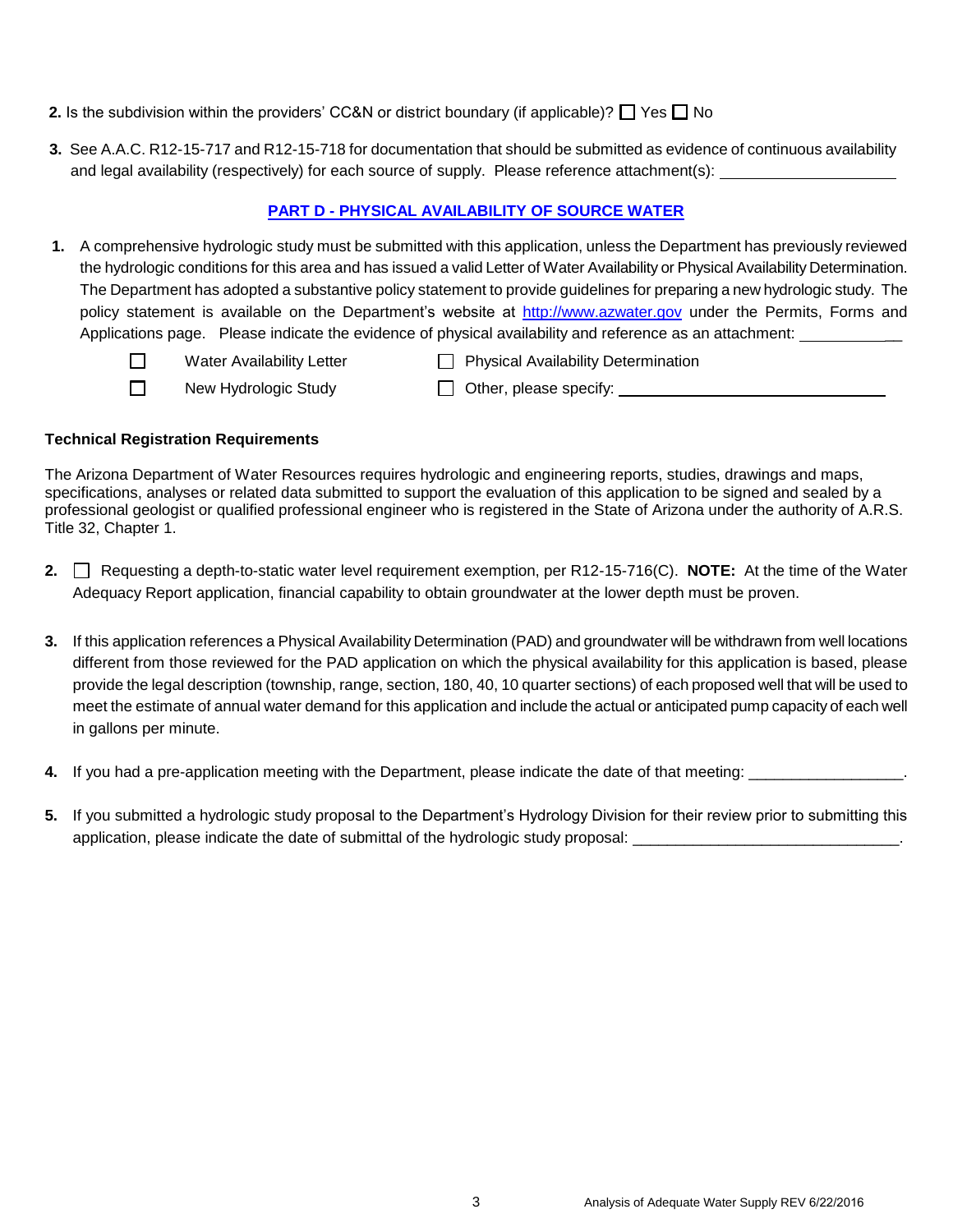**2.** Is the subdivision within the providers' CC&N or district boundary (if applicable)? ☐ Yes ☐ No

**3.** See A.A.C. R12-15-717 and R12-15-718 for documentation that should be submitted as evidence of continuous availability and legal availability (respectively) for each source of supply. Please reference attachment(s): ____________________

## PART D - PHYSICAL AVAILABILITY OF SOURCE WATER

**1.** A comprehensive hydrologic study must be submitted with this application, unless the Department has previously reviewed the hydrologic conditions for this area and has issued a valid Letter of Water Availability or Physical Availability Determination. The Department has adopted a substantive policy statement to provide guidelines for preparing a new hydrologic study. The policy statement is available on the Department's website at http://www.azwater.gov under the Permits, Forms and Applications page. Please indicate the evidence of physical availability and reference as an attachment: ____________

☐ Water Availability Letter ☐ Physical Availability Determination

☐ New Hydrologic Study ☐ Other, please specify: ________________________________

### Technical Registration Requirements

The Arizona Department of Water Resources requires hydrologic and engineering reports, studies, drawings and maps, specifications, analyses or related data submitted to support the evaluation of this application to be signed and sealed by a professional geologist or qualified professional engineer who is registered in the State of Arizona under the authority of A.R.S. Title 32, Chapter 1.

**2.** ☐ Requesting a depth-to-static water level requirement exemption, per R12-15-716(C). **NOTE:** At the time of the Water Adequacy Report application, financial capability to obtain groundwater at the lower depth must be proven.

**3.** If this application references a Physical Availability Determination (PAD) and groundwater will be withdrawn from well locations different from those reviewed for the PAD application on which the physical availability for this application is based, please provide the legal description (township, range, section, 180, 40, 10 quarter sections) of each proposed well that will be used to meet the estimate of annual water demand for this application and include the actual or anticipated pump capacity of each well in gallons per minute.

**4.** If you had a pre-application meeting with the Department, please indicate the date of that meeting: _________________.

**5.** If you submitted a hydrologic study proposal to the Department's Hydrology Division for their review prior to submitting this application, please indicate the date of submittal of the hydrologic study proposal: _______________________________.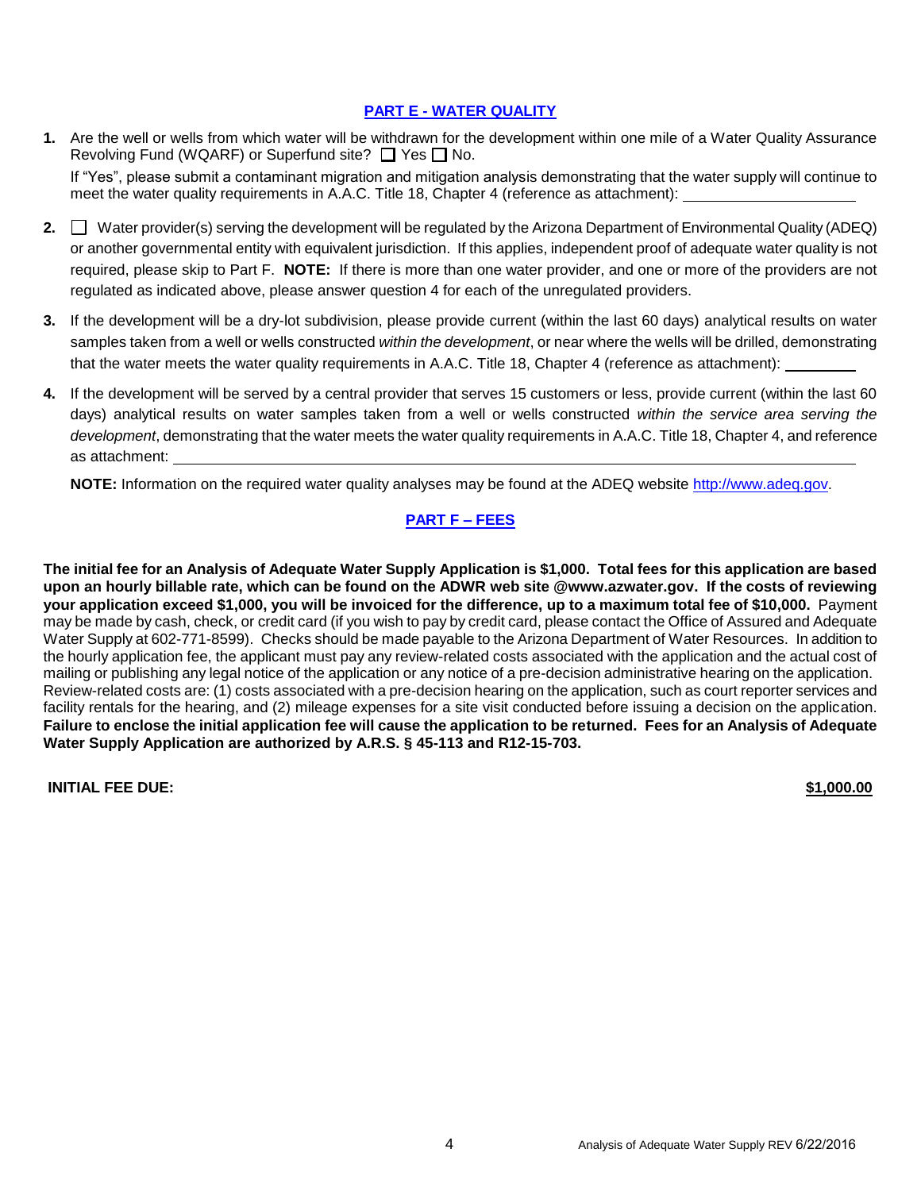## PART E - WATER QUALITY

1. Are the well or wells from which water will be withdrawn for the development within one mile of a Water Quality Assurance Revolving Fund (WQARF) or Superfund site? ☐ Yes ☐ No.

   If "Yes", please submit a contaminant migration and mitigation analysis demonstrating that the water supply will continue to meet the water quality requirements in A.A.C. Title 18, Chapter 4 (reference as attachment): ____________________

2. ☐ Water provider(s) serving the development will be regulated by the Arizona Department of Environmental Quality (ADEQ) or another governmental entity with equivalent jurisdiction. If this applies, independent proof of adequate water quality is not required, please skip to Part F. **NOTE:** If there is more than one water provider, and one or more of the providers are not regulated as indicated above, please answer question 4 for each of the unregulated providers.

3. If the development will be a dry-lot subdivision, please provide current (within the last 60 days) analytical results on water samples taken from a well or wells constructed *within the development*, or near where the wells will be drilled, demonstrating that the water meets the water quality requirements in A.A.C. Title 18, Chapter 4 (reference as attachment): ________

4. If the development will be served by a central provider that serves 15 customers or less, provide current (within the last 60 days) analytical results on water samples taken from a well or wells constructed *within the service area serving the development*, demonstrating that the water meets the water quality requirements in A.A.C. Title 18, Chapter 4, and reference as attachment: ____________________________________________

   **NOTE:** Information on the required water quality analyses may be found at the ADEQ website http://www.adeq.gov.

## PART F – FEES

**The initial fee for an Analysis of Adequate Water Supply Application is $1,000. Total fees for this application are based upon an hourly billable rate, which can be found on the ADWR web site @www.azwater.gov. If the costs of reviewing your application exceed $1,000, you will be invoiced for the difference, up to a maximum total fee of $10,000.** Payment may be made by cash, check, or credit card (if you wish to pay by credit card, please contact the Office of Assured and Adequate Water Supply at 602-771-8599). Checks should be made payable to the Arizona Department of Water Resources. In addition to the hourly application fee, the applicant must pay any review-related costs associated with the application and the actual cost of mailing or publishing any legal notice of the application or any notice of a pre-decision administrative hearing on the application. Review-related costs are: (1) costs associated with a pre-decision hearing on the application, such as court reporter services and facility rentals for the hearing, and (2) mileage expenses for a site visit conducted before issuing a decision on the application. **Failure to enclose the initial application fee will cause the application to be returned. Fees for an Analysis of Adequate Water Supply Application are authorized by A.R.S. § 45-113 and R12-15-703.**

**INITIAL FEE DUE:** **$1,000.00**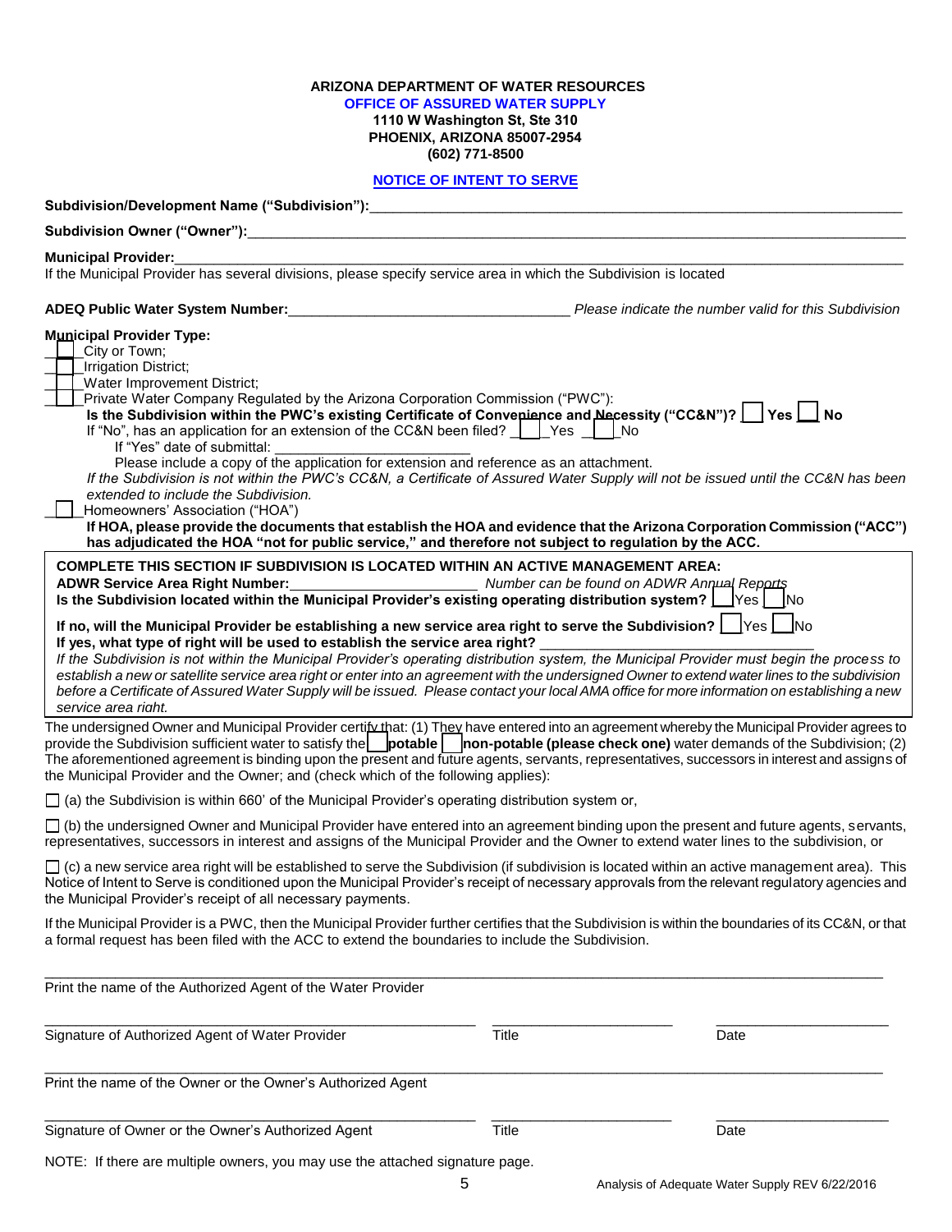**ARIZONA DEPARTMENT OF WATER RESOURCES**
**OFFICE OF ASSURED WATER SUPPLY**
**1110 W Washington St, Ste 310**
**PHOENIX, ARIZONA 85007-2954**
**(602) 771-8500**

## NOTICE OF INTENT TO SERVE

**Subdivision/Development Name ("Subdivision"):**_______________________________________________

**Subdivision Owner ("Owner"):**_______________________________________________

**Municipal Provider:**_______________________________________________
If the Municipal Provider has several divisions, please specify service area in which the Subdivision is located

**ADEQ Public Water System Number:**___________________________ *Please indicate the number valid for this Subdivision*

**Municipal Provider Type:**

☐ City or Town;
☐ Irrigation District;
☐ Water Improvement District;
☐ Private Water Company Regulated by the Arizona Corporation Commission ("PWC"):

**Is the Subdivision within the PWC's existing Certificate of Convenience and Necessity ("CC&N")? ☐ Yes ☐ No**
If "No", has an application for an extension of the CC&N been filed? ☐ Yes ☐ No
If "Yes" date of submittal: ___________________________
Please include a copy of the application for extension and reference as an attachment.
*If the Subdivision is not within the PWC's CC&N, a Certificate of Assured Water Supply will not be issued until the CC&N has been extended to include the Subdivision.*

☐ Homeowners' Association ("HOA")

**If HOA, please provide the documents that establish the HOA and evidence that the Arizona Corporation Commission ("ACC") has adjudicated the HOA "not for public service," and therefore not subject to regulation by the ACC.**

**COMPLETE THIS SECTION IF SUBDIVISION IS LOCATED WITHIN AN ACTIVE MANAGEMENT AREA:**
**ADWR Service Area Right Number:**_______________________ *Number can be found on ADWR Annual Reports*
**Is the Subdivision located within the Municipal Provider's existing operating distribution system?** ☐ Yes ☐ No

**If no, will the Municipal Provider be establishing a new service area right to serve the Subdivision?** ☐ Yes ☐ No
**If yes, what type of right will be used to establish the service area right?** ___________________________
*If the Subdivision is not within the Municipal Provider's operating distribution system, the Municipal Provider must begin the process to establish a new or satellite service area right or enter into an agreement with the undersigned Owner to extend water lines to the subdivision before a Certificate of Assured Water Supply will be issued. Please contact your local AMA office for more information on establishing a new service area right.*

The undersigned Owner and Municipal Provider certify that: (1) They have entered into an agreement whereby the Municipal Provider agrees to provide the Subdivision sufficient water to satisfy the ☐ **potable** ☐ **non-potable (please check one)** water demands of the Subdivision; (2) The aforementioned agreement is binding upon the present and future agents, servants, representatives, successors in interest and assigns of the Municipal Provider and the Owner; and (check which of the following applies):

☐ (a) the Subdivision is within 660' of the Municipal Provider's operating distribution system or,

☐ (b) the undersigned Owner and Municipal Provider have entered into an agreement binding upon the present and future agents, servants, representatives, successors in interest and assigns of the Municipal Provider and the Owner to extend water lines to the subdivision, or

☐ (c) a new service area right will be established to serve the Subdivision (if subdivision is located within an active management area). This Notice of Intent to Serve is conditioned upon the Municipal Provider's receipt of necessary approvals from the relevant regulatory agencies and the Municipal Provider's receipt of all necessary payments.

If the Municipal Provider is a PWC, then the Municipal Provider further certifies that the Subdivision is within the boundaries of its CC&N, or that a formal request has been filed with the ACC to extend the boundaries to include the Subdivision.

_______________________________________________
Print the name of the Authorized Agent of the Water Provider

_______________________________ _______________ _______________
Signature of Authorized Agent of Water Provider | Title | Date

_______________________________________________
Print the name of the Owner or the Owner's Authorized Agent

_______________________________ _______________ _______________
Signature of Owner or the Owner's Authorized Agent | Title | Date

NOTE: If there are multiple owners, you may use the attached signature page.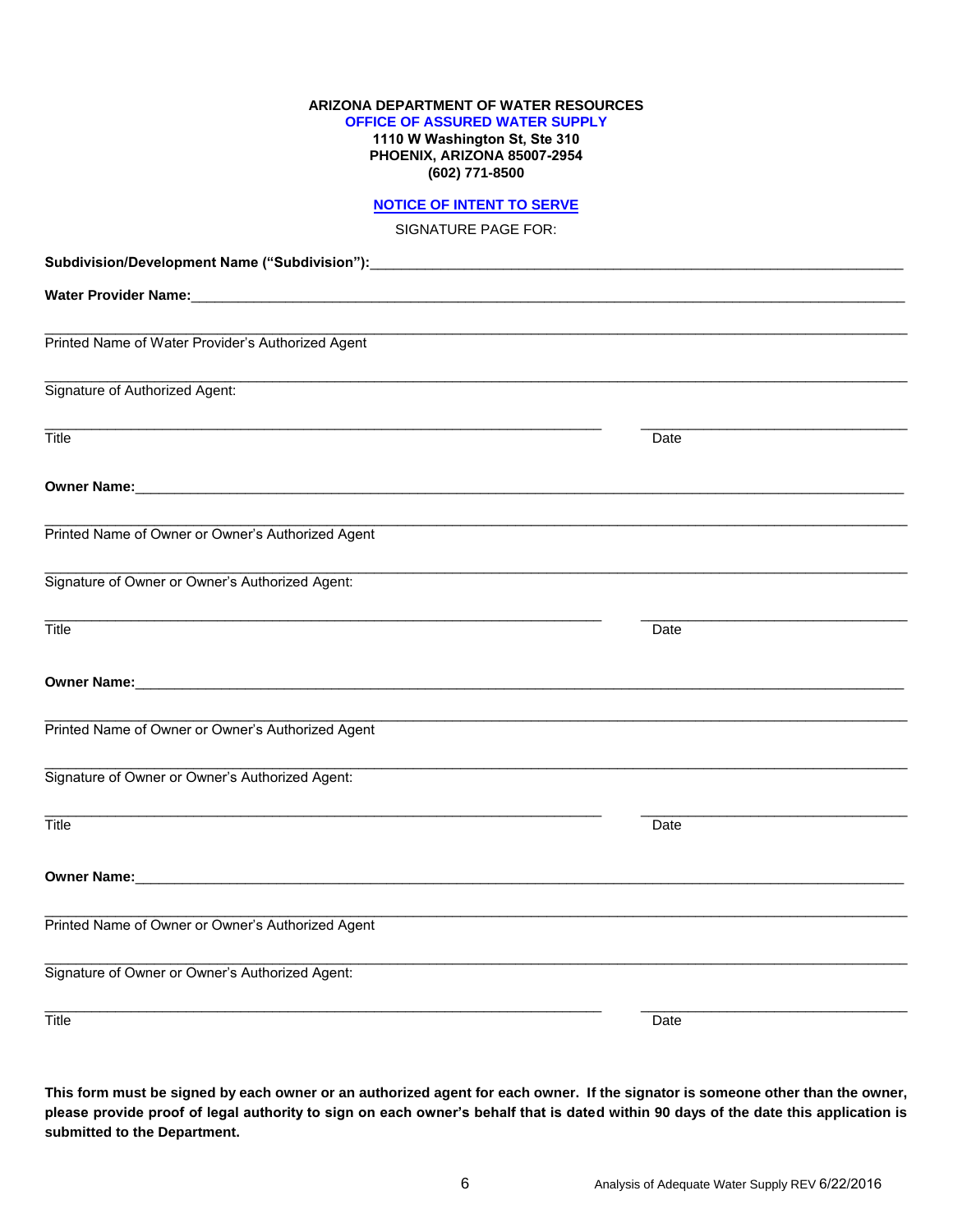**ARIZONA DEPARTMENT OF WATER RESOURCES**
**OFFICE OF ASSURED WATER SUPPLY**
**1110 W Washington St, Ste 310**
**PHOENIX, ARIZONA 85007-2954**
**(602) 771-8500**

**NOTICE OF INTENT TO SERVE**

SIGNATURE PAGE FOR:

**Subdivision/Development Name ("Subdivision"):**\_\_\_\_\_\_\_\_\_\_\_\_\_\_\_\_\_\_\_\_\_\_\_\_\_\_\_\_\_\_\_\_\_\_\_\_\_\_\_\_

**Water Provider Name:**\_\_\_\_\_\_\_\_\_\_\_\_\_\_\_\_\_\_\_\_\_\_\_\_\_\_\_\_\_\_\_\_\_\_\_\_\_\_\_\_

\_\_\_\_\_\_\_\_\_\_\_\_\_\_\_\_\_\_\_\_\_\_\_\_\_\_\_\_\_\_\_\_\_\_\_\_\_\_\_\_
Printed Name of Water Provider's Authorized Agent

\_\_\_\_\_\_\_\_\_\_\_\_\_\_\_\_\_\_\_\_\_\_\_\_\_\_\_\_\_\_\_\_\_\_\_\_\_\_\_\_
Signature of Authorized Agent:

\_\_\_\_\_\_\_\_\_\_\_\_\_\_\_\_\_\_\_\_\_\_\_\_\_\_\_\_\_\_ \_\_\_\_\_\_\_\_\_\_\_\_\_\_\_\_
Title Date

**Owner Name:**\_\_\_\_\_\_\_\_\_\_\_\_\_\_\_\_\_\_\_\_\_\_\_\_\_\_\_\_\_\_\_\_\_\_\_\_\_\_\_\_

\_\_\_\_\_\_\_\_\_\_\_\_\_\_\_\_\_\_\_\_\_\_\_\_\_\_\_\_\_\_\_\_\_\_\_\_\_\_\_\_
Printed Name of Owner or Owner's Authorized Agent

\_\_\_\_\_\_\_\_\_\_\_\_\_\_\_\_\_\_\_\_\_\_\_\_\_\_\_\_\_\_\_\_\_\_\_\_\_\_\_\_
Signature of Owner or Owner's Authorized Agent:

\_\_\_\_\_\_\_\_\_\_\_\_\_\_\_\_\_\_\_\_\_\_\_\_\_\_\_\_\_\_ \_\_\_\_\_\_\_\_\_\_\_\_\_\_\_\_
Title Date

**Owner Name:**\_\_\_\_\_\_\_\_\_\_\_\_\_\_\_\_\_\_\_\_\_\_\_\_\_\_\_\_\_\_\_\_\_\_\_\_\_\_\_\_

\_\_\_\_\_\_\_\_\_\_\_\_\_\_\_\_\_\_\_\_\_\_\_\_\_\_\_\_\_\_\_\_\_\_\_\_\_\_\_\_
Printed Name of Owner or Owner's Authorized Agent

\_\_\_\_\_\_\_\_\_\_\_\_\_\_\_\_\_\_\_\_\_\_\_\_\_\_\_\_\_\_\_\_\_\_\_\_\_\_\_\_
Signature of Owner or Owner's Authorized Agent:

\_\_\_\_\_\_\_\_\_\_\_\_\_\_\_\_\_\_\_\_\_\_\_\_\_\_\_\_\_\_ \_\_\_\_\_\_\_\_\_\_\_\_\_\_\_\_
Title Date

**Owner Name:**\_\_\_\_\_\_\_\_\_\_\_\_\_\_\_\_\_\_\_\_\_\_\_\_\_\_\_\_\_\_\_\_\_\_\_\_\_\_\_\_

\_\_\_\_\_\_\_\_\_\_\_\_\_\_\_\_\_\_\_\_\_\_\_\_\_\_\_\_\_\_\_\_\_\_\_\_\_\_\_\_
Printed Name of Owner or Owner's Authorized Agent

\_\_\_\_\_\_\_\_\_\_\_\_\_\_\_\_\_\_\_\_\_\_\_\_\_\_\_\_\_\_\_\_\_\_\_\_\_\_\_\_
Signature of Owner or Owner's Authorized Agent:

\_\_\_\_\_\_\_\_\_\_\_\_\_\_\_\_\_\_\_\_\_\_\_\_\_\_\_\_\_\_ \_\_\_\_\_\_\_\_\_\_\_\_\_\_\_\_
Title Date

**This form must be signed by each owner or an authorized agent for each owner. If the signator is someone other than the owner, please provide proof of legal authority to sign on each owner's behalf that is dated within 90 days of the date this application is submitted to the Department.**